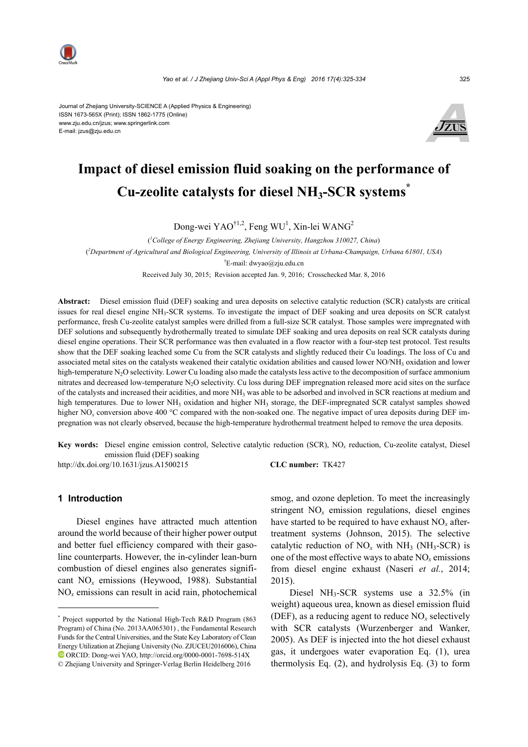Journal of Zhejiang University-SCIENCE A (Applied Physics & Engineering)
ISSN 1673-565X (Print); ISSN 1862-1775 (Online)
www.zju.edu.cn/jzus; www.springerlink.com
E-mail: jzus@zju.edu.cn

# Impact of diesel emission fluid soaking on the performance of Cu-zeolite catalysts for diesel $NH_3$-SCR systems*

Dong-wei YAO†[1,2], Feng WU[1], Xin-lei WANG[2]

([1]*College of Energy Engineering, Zhejiang University, Hangzhou 310027, China*)

([2]*Department of Agricultural and Biological Engineering, University of Illinois at Urbana-Champaign, Urbana 61801, USA*)

†E-mail: dwyao@zju.edu.cn

Received July 30, 2015; Revision accepted Jan. 9, 2016; Crosschecked Mar. 8, 2016

**Abstract:** Diesel emission fluid (DEF) soaking and urea deposits on selective catalytic reduction (SCR) catalysts are critical issues for real diesel engine $NH_3$-SCR systems. To investigate the impact of DEF soaking and urea deposits on SCR catalyst performance, fresh Cu-zeolite catalyst samples were drilled from a full-size SCR catalyst. Those samples were impregnated with DEF solutions and subsequently hydrothermally treated to simulate DEF soaking and urea deposits on real SCR catalysts during diesel engine operations. Their SCR performance was then evaluated in a flow reactor with a four-step test protocol. Test results show that the DEF soaking leached some Cu from the SCR catalysts and slightly reduced their Cu loadings. The loss of Cu and associated metal sites on the catalysts weakened their catalytic oxidation abilities and caused lower $NO/NH_3$ oxidation and lower high-temperature $N_2O$ selectivity. Lower Cu loading also made the catalysts less active to the decomposition of surface ammonium nitrates and decreased low-temperature $N_2O$ selectivity. Cu loss during DEF impregnation released more acid sites on the surface of the catalysts and increased their acidities, and more $NH_3$ was able to be adsorbed and involved in SCR reactions at medium and high temperatures. Due to lower $NH_3$ oxidation and higher $NH_3$ storage, the DEF-impregnated SCR catalyst samples showed higher $NO_x$ conversion above 400 °C compared with the non-soaked one. The negative impact of urea deposits during DEF impregnation was not clearly observed, because the high-temperature hydrothermal treatment helped to remove the urea deposits.

**Key words:** Diesel engine emission control, Selective catalytic reduction (SCR), $NO_x$ reduction, Cu-zeolite catalyst, Diesel emission fluid (DEF) soaking

http://dx.doi.org/10.1631/jzus.A1500215 **CLC number:** TK427

## 1 Introduction

Diesel engines have attracted much attention around the world because of their higher power output and better fuel efficiency compared with their gasoline counterparts. However, the in-cylinder lean-burn combustion of diesel engines also generates significant $NO_x$ emissions (Heywood, 1988). Substantial $NO_x$ emissions can result in acid rain, photochemical smog, and ozone depletion. To meet the increasingly stringent $NO_x$ emission regulations, diesel engines have started to be required to have exhaust $NO_x$ after-treatment systems (Johnson, 2015). The selective catalytic reduction of $NO_x$ with $NH_3$ ($NH_3$-SCR) is one of the most effective ways to abate $NO_x$ emissions from diesel engine exhaust (Naseri *et al.*, 2014; 2015).

Diesel $NH_3$-SCR systems use a 32.5% (in weight) aqueous urea, known as diesel emission fluid (DEF), as a reducing agent to reduce $NO_x$ selectively with SCR catalysts (Wurzenberger and Wanker, 2005). As DEF is injected into the hot diesel exhaust gas, it undergoes water evaporation Eq. (1), urea thermolysis Eq. (2), and hydrolysis Eq. (3) to form

---

* Project supported by the National High-Tech R&D Program (863 Program) of China (No. 2013AA065301), the Fundamental Research Funds for the Central Universities, and the State Key Laboratory of Clean Energy Utilization at Zhejiang University (No. ZJUCEU2016006), China

ORCID: Dong-wei YAO, http://orcid.org/0000-0001-7698-514X

© Zhejiang University and Springer-Verlag Berlin Heidelberg 2016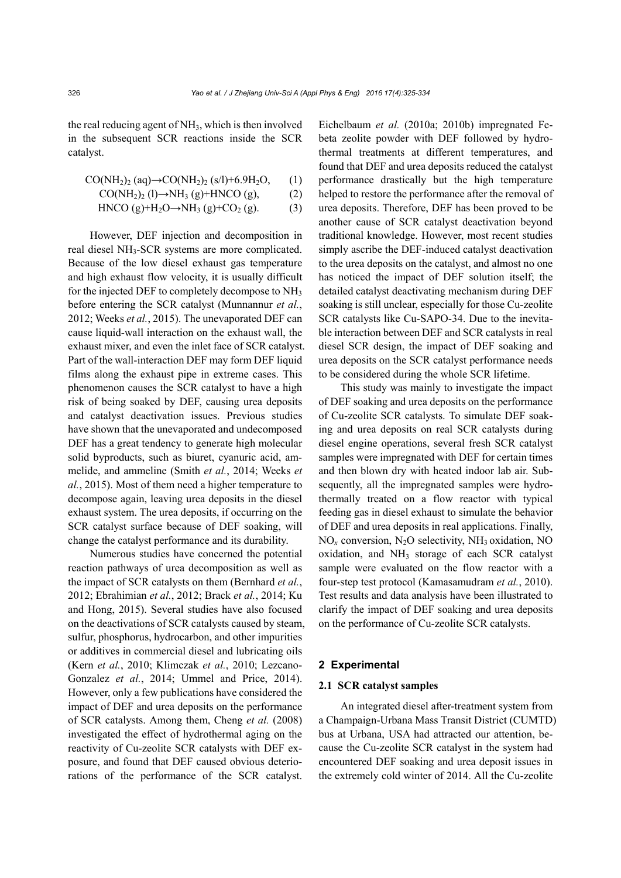the real reducing agent of $NH_3$, which is then involved in the subsequent SCR reactions inside the SCR catalyst.

$$CO(NH_2)_2\ (aq) \rightarrow CO(NH_2)_2\ (s/l) + 6.9H_2O, \quad (1)$$

$$CO(NH_2)_2\ (l) \rightarrow NH_3\ (g) + HNCO\ (g), \quad (2)$$

$$HNCO\ (g) + H_2O \rightarrow NH_3\ (g) + CO_2\ (g). \quad (3)$$

However, DEF injection and decomposition in real diesel $NH_3$-SCR systems are more complicated. Because of the low diesel exhaust gas temperature and high exhaust flow velocity, it is usually difficult for the injected DEF to completely decompose to $NH_3$ before entering the SCR catalyst (Munnannur *et al.*, 2012; Weeks *et al.*, 2015). The unevaporated DEF can cause liquid-wall interaction on the exhaust wall, the exhaust mixer, and even the inlet face of SCR catalyst. Part of the wall-interaction DEF may form DEF liquid films along the exhaust pipe in extreme cases. This phenomenon causes the SCR catalyst to have a high risk of being soaked by DEF, causing urea deposits and catalyst deactivation issues. Previous studies have shown that the unevaporated and undecomposed DEF has a great tendency to generate high molecular solid byproducts, such as biuret, cyanuric acid, ammelide, and ammeline (Smith *et al.*, 2014; Weeks *et al.*, 2015). Most of them need a higher temperature to decompose again, leaving urea deposits in the diesel exhaust system. The urea deposits, if occurring on the SCR catalyst surface because of DEF soaking, will change the catalyst performance and its durability.

Numerous studies have concerned the potential reaction pathways of urea decomposition as well as the impact of SCR catalysts on them (Bernhard *et al.*, 2012; Ebrahimian *et al.*, 2012; Brack *et al.*, 2014; Ku and Hong, 2015). Several studies have also focused on the deactivations of SCR catalysts caused by steam, sulfur, phosphorus, hydrocarbon, and other impurities or additives in commercial diesel and lubricating oils (Kern *et al.*, 2010; Klimczak *et al.*, 2010; Lezcano-Gonzalez *et al.*, 2014; Ummel and Price, 2014). However, only a few publications have considered the impact of DEF and urea deposits on the performance of SCR catalysts. Among them, Cheng *et al.* (2008) investigated the effect of hydrothermal aging on the reactivity of Cu-zeolite SCR catalysts with DEF exposure, and found that DEF caused obvious deteriorations of the performance of the SCR catalyst. Eichelbaum *et al.* (2010a; 2010b) impregnated Fe-beta zeolite powder with DEF followed by hydrothermal treatments at different temperatures, and found that DEF and urea deposits reduced the catalyst performance drastically but the high temperature helped to restore the performance after the removal of urea deposits. Therefore, DEF has been proved to be another cause of SCR catalyst deactivation beyond traditional knowledge. However, most recent studies simply ascribe the DEF-induced catalyst deactivation to the urea deposits on the catalyst, and almost no one has noticed the impact of DEF solution itself; the detailed catalyst deactivating mechanism during DEF soaking is still unclear, especially for those Cu-zeolite SCR catalysts like Cu-SAPO-34. Due to the inevitable interaction between DEF and SCR catalysts in real diesel SCR design, the impact of DEF soaking and urea deposits on the SCR catalyst performance needs to be considered during the whole SCR lifetime.

This study was mainly to investigate the impact of DEF soaking and urea deposits on the performance of Cu-zeolite SCR catalysts. To simulate DEF soaking and urea deposits on real SCR catalysts during diesel engine operations, several fresh SCR catalyst samples were impregnated with DEF for certain times and then blown dry with heated indoor lab air. Subsequently, all the impregnated samples were hydrothermally treated on a flow reactor with typical feeding gas in diesel exhaust to simulate the behavior of DEF and urea deposits in real applications. Finally, $NO_x$ conversion, $N_2O$ selectivity, $NH_3$ oxidation, NO oxidation, and $NH_3$ storage of each SCR catalyst sample were evaluated on the flow reactor with a four-step test protocol (Kamasamudram *et al.*, 2010). Test results and data analysis have been illustrated to clarify the impact of DEF soaking and urea deposits on the performance of Cu-zeolite SCR catalysts.

## 2 Experimental

### 2.1 SCR catalyst samples

An integrated diesel after-treatment system from a Champaign-Urbana Mass Transit District (CUMTD) bus at Urbana, USA had attracted our attention, because the Cu-zeolite SCR catalyst in the system had encountered DEF soaking and urea deposit issues in the extremely cold winter of 2014. All the Cu-zeolite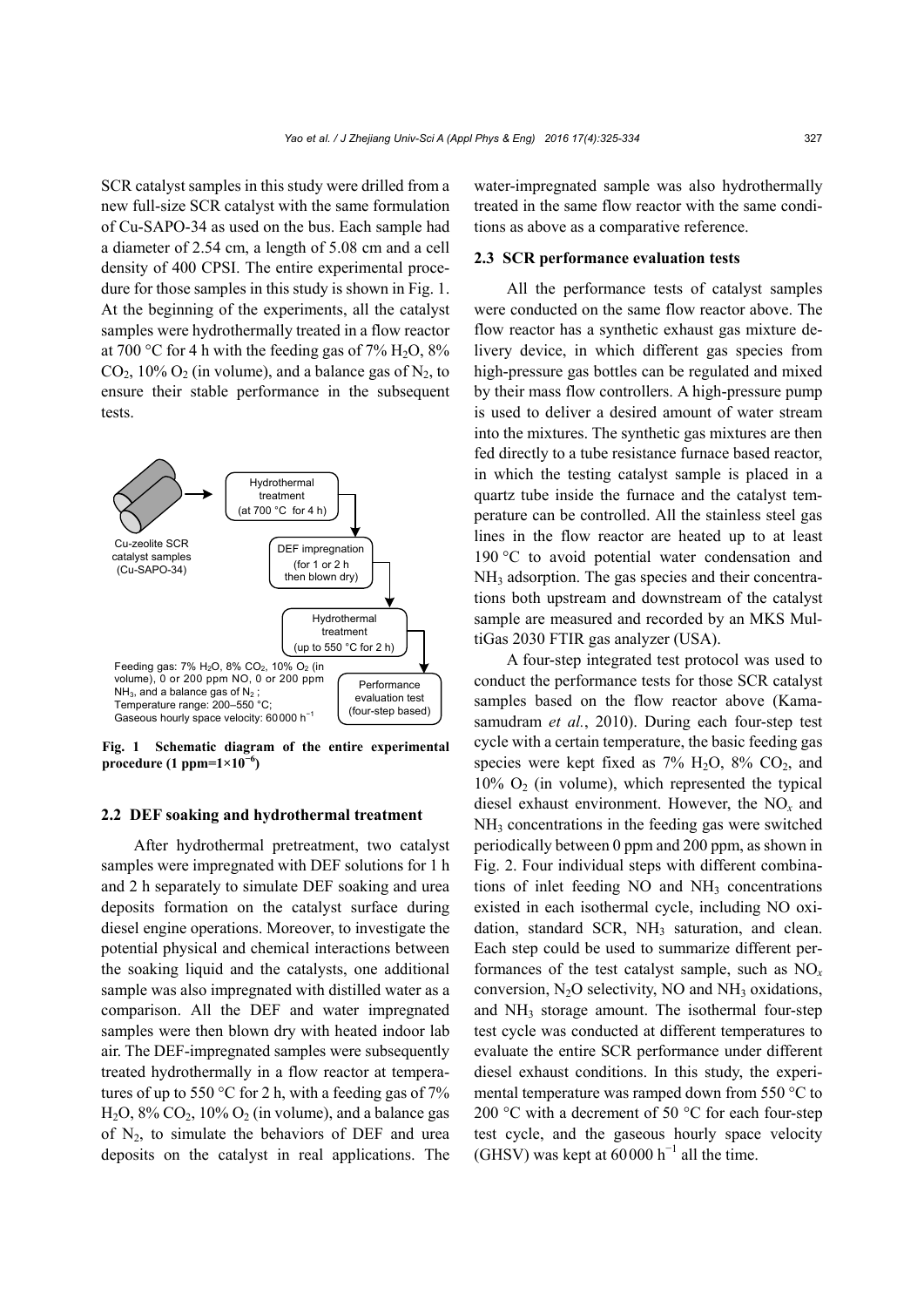SCR catalyst samples in this study were drilled from a new full-size SCR catalyst with the same formulation of Cu-SAPO-34 as used on the bus. Each sample had a diameter of 2.54 cm, a length of 5.08 cm and a cell density of 400 CPSI. The entire experimental procedure for those samples in this study is shown in Fig. 1. At the beginning of the experiments, all the catalyst samples were hydrothermally treated in a flow reactor at 700 °C for 4 h with the feeding gas of 7% $H_2O$, 8% $CO_2$, 10% $O_2$ (in volume), and a balance gas of $N_2$, to ensure their stable performance in the subsequent tests.

Cu-zeolite SCR catalyst samples (Cu-SAPO-34)

Hydrothermal treatment (at 700 °C for 4 h)

DEF impregnation (for 1 or 2 h then blown dry)

Hydrothermal treatment (up to 550 °C for 2 h)

Performance evaluation test (four-step based)

Feeding gas: 7% $H_2O$, 8% $CO_2$, 10% $O_2$ (in volume), 0 or 200 ppm NO, 0 or 200 ppm $NH_3$, and a balance gas of $N_2$;
Temperature range: 200–550 °C;
Gaseous hourly space velocity: 60 000 $h^{-1}$

**Fig. 1 Schematic diagram of the entire experimental procedure (1 ppm=$1\times10^{-6}$)**

## 2.2 DEF soaking and hydrothermal treatment

After hydrothermal pretreatment, two catalyst samples were impregnated with DEF solutions for 1 h and 2 h separately to simulate DEF soaking and urea deposits formation on the catalyst surface during diesel engine operations. Moreover, to investigate the potential physical and chemical interactions between the soaking liquid and the catalysts, one additional sample was also impregnated with distilled water as a comparison. All the DEF and water impregnated samples were then blown dry with heated indoor lab air. The DEF-impregnated samples were subsequently treated hydrothermally in a flow reactor at temperatures of up to 550 °C for 2 h, with a feeding gas of 7% $H_2O$, 8% $CO_2$, 10% $O_2$ (in volume), and a balance gas of $N_2$, to simulate the behaviors of DEF and urea deposits on the catalyst in real applications. The water-impregnated sample was also hydrothermally treated in the same flow reactor with the same conditions as above as a comparative reference.

## 2.3 SCR performance evaluation tests

All the performance tests of catalyst samples were conducted on the same flow reactor above. The flow reactor has a synthetic exhaust gas mixture delivery device, in which different gas species from high-pressure gas bottles can be regulated and mixed by their mass flow controllers. A high-pressure pump is used to deliver a desired amount of water stream into the mixtures. The synthetic gas mixtures are then fed directly to a tube resistance furnace based reactor, in which the testing catalyst sample is placed in a quartz tube inside the furnace and the catalyst temperature can be controlled. All the stainless steel gas lines in the flow reactor are heated up to at least 190 °C to avoid potential water condensation and $NH_3$ adsorption. The gas species and their concentrations both upstream and downstream of the catalyst sample are measured and recorded by an MKS MultiGas 2030 FTIR gas analyzer (USA).

A four-step integrated test protocol was used to conduct the performance tests for those SCR catalyst samples based on the flow reactor above (Kamasamudram *et al.*, 2010). During each four-step test cycle with a certain temperature, the basic feeding gas species were kept fixed as 7% $H_2O$, 8% $CO_2$, and 10% $O_2$ (in volume), which represented the typical diesel exhaust environment. However, the $NO_x$ and $NH_3$ concentrations in the feeding gas were switched periodically between 0 ppm and 200 ppm, as shown in Fig. 2. Four individual steps with different combinations of inlet feeding NO and $NH_3$ concentrations existed in each isothermal cycle, including NO oxidation, standard SCR, $NH_3$ saturation, and clean. Each step could be used to summarize different performances of the test catalyst sample, such as $NO_x$ conversion, $N_2O$ selectivity, NO and $NH_3$ oxidations, and $NH_3$ storage amount. The isothermal four-step test cycle was conducted at different temperatures to evaluate the entire SCR performance under different diesel exhaust conditions. In this study, the experimental temperature was ramped down from 550 °C to 200 °C with a decrement of 50 °C for each four-step test cycle, and the gaseous hourly space velocity (GHSV) was kept at 60 000 $h^{-1}$ all the time.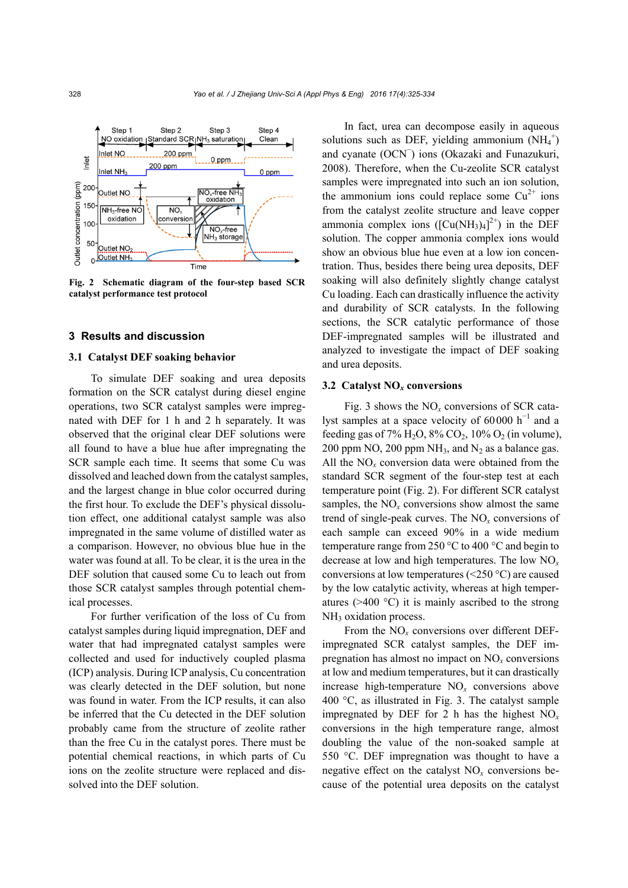Step 1
NO oxidation
Step 2
Standard SCR
Step 3
$NH_3$ saturation
Step 4
Clean

Inlet
Inlet NO
200 ppm
0 ppm
Inlet $NH_3$
200 ppm
0 ppm

Outlet concentration (ppm)
200
150
100
50
0
Outlet NO
$NH_3$-free NO oxidation
$NO_x$ conversion
$NO_x$-free $NH_3$ oxidation
$NO_x$-free $NH_3$ storage
Outlet $NO_2$
Outlet $NH_3$
Time

**Fig. 2 Schematic diagram of the four-step based SCR catalyst performance test protocol**

## 3 Results and discussion

### 3.1 Catalyst DEF soaking behavior

To simulate DEF soaking and urea deposits formation on the SCR catalyst during diesel engine operations, two SCR catalyst samples were impregnated with DEF for 1 h and 2 h separately. It was observed that the original clear DEF solutions were all found to have a blue hue after impregnating the SCR sample each time. It seems that some Cu was dissolved and leached down from the catalyst samples, and the largest change in blue color occurred during the first hour. To exclude the DEF's physical dissolution effect, one additional catalyst sample was also impregnated in the same volume of distilled water as a comparison. However, no obvious blue hue in the water was found at all. To be clear, it is the urea in the DEF solution that caused some Cu to leach out from those SCR catalyst samples through potential chemical processes.

For further verification of the loss of Cu from catalyst samples during liquid impregnation, DEF and water that had impregnated catalyst samples were collected and used for inductively coupled plasma (ICP) analysis. During ICP analysis, Cu concentration was clearly detected in the DEF solution, but none was found in water. From the ICP results, it can also be inferred that the Cu detected in the DEF solution probably came from the structure of zeolite rather than the free Cu in the catalyst pores. There must be potential chemical reactions, in which parts of Cu ions on the zeolite structure were replaced and dissolved into the DEF solution.

In fact, urea can decompose easily in aqueous solutions such as DEF, yielding ammonium ($NH_4^+$) and cyanate ($OCN^-$) ions (Okazaki and Funazukuri, 2008). Therefore, when the Cu-zeolite SCR catalyst samples were impregnated into such an ion solution, the ammonium ions could replace some $Cu^{2+}$ ions from the catalyst zeolite structure and leave copper ammonia complex ions ($[Cu(NH_3)_4]^{2+}$) in the DEF solution. The copper ammonia complex ions would show an obvious blue hue even at a low ion concentration. Thus, besides there being urea deposits, DEF soaking will also definitely slightly change catalyst Cu loading. Each can drastically influence the activity and durability of SCR catalysts. In the following sections, the SCR catalytic performance of those DEF-impregnated samples will be illustrated and analyzed to investigate the impact of DEF soaking and urea deposits.

### 3.2 Catalyst $NO_x$ conversions

Fig. 3 shows the $NO_x$ conversions of SCR catalyst samples at a space velocity of 60 000 $h^{-1}$ and a feeding gas of 7% $H_2O$, 8% $CO_2$, 10% $O_2$ (in volume), 200 ppm NO, 200 ppm $NH_3$, and $N_2$ as a balance gas. All the $NO_x$ conversion data were obtained from the standard SCR segment of the four-step test at each temperature point (Fig. 2). For different SCR catalyst samples, the $NO_x$ conversions show almost the same trend of single-peak curves. The $NO_x$ conversions of each sample can exceed 90% in a wide medium temperature range from 250 °C to 400 °C and begin to decrease at low and high temperatures. The low $NO_x$ conversions at low temperatures (<250 °C) are caused by the low catalytic activity, whereas at high temperatures (>400 °C) it is mainly ascribed to the strong $NH_3$ oxidation process.

From the $NO_x$ conversions over different DEF-impregnated SCR catalyst samples, the DEF impregnation has almost no impact on $NO_x$ conversions at low and medium temperatures, but it can drastically increase high-temperature $NO_x$ conversions above 400 °C, as illustrated in Fig. 3. The catalyst sample impregnated by DEF for 2 h has the highest $NO_x$ conversions in the high temperature range, almost doubling the value of the non-soaked sample at 550 °C. DEF impregnation was thought to have a negative effect on the catalyst $NO_x$ conversions because of the potential urea deposits on the catalyst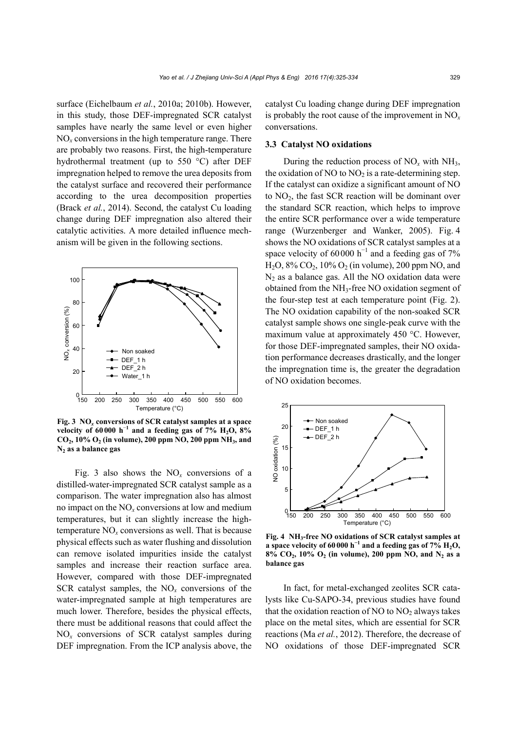surface (Eichelbaum *et al.*, 2010a; 2010b). However, in this study, those DEF-impregnated SCR catalyst samples have nearly the same level or even higher $NO_x$ conversions in the high temperature range. There are probably two reasons. First, the high-temperature hydrothermal treatment (up to 550 °C) after DEF impregnation helped to remove the urea deposits from the catalyst surface and recovered their performance according to the urea decomposition properties (Brack *et al.*, 2014). Second, the catalyst Cu loading change during DEF impregnation also altered their catalytic activities. A more detailed influence mechanism will be given in the following sections.

**Fig. 3 $NO_x$ conversions of SCR catalyst samples at a space velocity of 60 000 $h^{-1}$ and a feeding gas of 7% $H_2O$, 8% $CO_2$, 10% $O_2$ (in volume), 200 ppm NO, 200 ppm $NH_3$, and $N_2$ as a balance gas**

Fig. 3 also shows the $NO_x$ conversions of a distilled-water-impregnated SCR catalyst sample as a comparison. The water impregnation also has almost no impact on the $NO_x$ conversions at low and medium temperatures, but it can slightly increase the high-temperature $NO_x$ conversions as well. That is because physical effects such as water flushing and dissolution can remove isolated impurities inside the catalyst samples and increase their reaction surface area. However, compared with those DEF-impregnated SCR catalyst samples, the $NO_x$ conversions of the water-impregnated sample at high temperatures are much lower. Therefore, besides the physical effects, there must be additional reasons that could affect the $NO_x$ conversions of SCR catalyst samples during DEF impregnation. From the ICP analysis above, the catalyst Cu loading change during DEF impregnation is probably the root cause of the improvement in $NO_x$ conversations.

### 3.3 Catalyst NO oxidations

During the reduction process of $NO_x$ with $NH_3$, the oxidation of NO to $NO_2$ is a rate-determining step. If the catalyst can oxidize a significant amount of NO to $NO_2$, the fast SCR reaction will be dominant over the standard SCR reaction, which helps to improve the entire SCR performance over a wide temperature range (Wurzenberger and Wanker, 2005). Fig. 4 shows the NO oxidations of SCR catalyst samples at a space velocity of 60 000 $h^{-1}$ and a feeding gas of 7% $H_2O$, 8% $CO_2$, 10% $O_2$ (in volume), 200 ppm NO, and $N_2$ as a balance gas. All the NO oxidation data were obtained from the $NH_3$-free NO oxidation segment of the four-step test at each temperature point (Fig. 2). The NO oxidation capability of the non-soaked SCR catalyst sample shows one single-peak curve with the maximum value at approximately 450 °C. However, for those DEF-impregnated samples, their NO oxidation performance decreases drastically, and the longer the impregnation time is, the greater the degradation of NO oxidation becomes.

**Fig. 4 $NH_3$-free NO oxidations of SCR catalyst samples at a space velocity of 60 000 $h^{-1}$ and a feeding gas of 7% $H_2O$, 8% $CO_2$, 10% $O_2$ (in volume), 200 ppm NO, and $N_2$ as a balance gas**

In fact, for metal-exchanged zeolites SCR catalysts like Cu-SAPO-34, previous studies have found that the oxidation reaction of NO to $NO_2$ always takes place on the metal sites, which are essential for SCR reactions (Ma *et al.*, 2012). Therefore, the decrease of NO oxidations of those DEF-impregnated SCR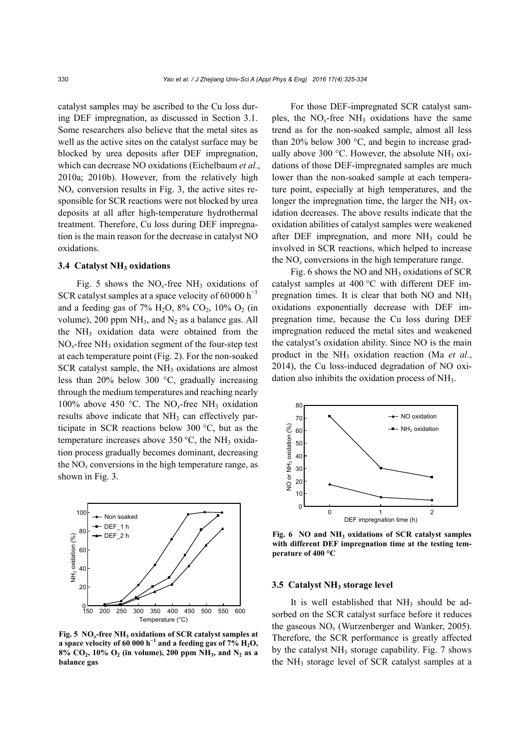catalyst samples may be ascribed to the Cu loss during DEF impregnation, as discussed in Section 3.1. Some researchers also believe that the metal sites as well as the active sites on the catalyst surface may be blocked by urea deposits after DEF impregnation, which can decrease NO oxidations (Eichelbaum *et al.*, 2010a; 2010b). However, from the relatively high $NO_x$ conversion results in Fig. 3, the active sites responsible for SCR reactions were not blocked by urea deposits at all after high-temperature hydrothermal treatment. Therefore, Cu loss during DEF impregnation is the main reason for the decrease in catalyst NO oxidations.

### 3.4 Catalyst $NH_3$ oxidations

Fig. 5 shows the $NO_x$-free $NH_3$ oxidations of SCR catalyst samples at a space velocity of 60 000 $h^{-1}$ and a feeding gas of 7% $H_2O$, 8% $CO_2$, 10% $O_2$ (in volume), 200 ppm $NH_3$, and $N_2$ as a balance gas. All the $NH_3$ oxidation data were obtained from the $NO_x$-free $NH_3$ oxidation segment of the four-step test at each temperature point (Fig. 2). For the non-soaked SCR catalyst sample, the $NH_3$ oxidations are almost less than 20% below 300 °C, gradually increasing through the medium temperatures and reaching nearly 100% above 450 °C. The $NO_x$-free $NH_3$ oxidation results above indicate that $NH_3$ can effectively participate in SCR reactions below 300 °C, but as the temperature increases above 350 °C, the $NH_3$ oxidation process gradually becomes dominant, decreasing the $NO_x$ conversions in the high temperature range, as shown in Fig. 3.

**Fig. 5 $NO_x$-free $NH_3$ oxidations of SCR catalyst samples at a space velocity of 60 000 $h^{-1}$ and a feeding gas of 7% $H_2O$, 8% $CO_2$, 10% $O_2$ (in volume), 200 ppm $NH_3$, and $N_2$ as a balance gas**

For those DEF-impregnated SCR catalyst samples, the $NO_x$-free $NH_3$ oxidations have the same trend as for the non-soaked sample, almost all less than 20% below 300 °C, and begin to increase gradually above 300 °C. However, the absolute $NH_3$ oxidations of those DEF-impregnated samples are much lower than the non-soaked sample at each temperature point, especially at high temperatures, and the longer the impregnation time, the larger the $NH_3$ oxidation decreases. The above results indicate that the oxidation abilities of catalyst samples were weakened after DEF impregnation, and more $NH_3$ could be involved in SCR reactions, which helped to increase the $NO_x$ conversions in the high temperature range.

Fig. 6 shows the NO and $NH_3$ oxidations of SCR catalyst samples at 400 °C with different DEF impregnation times. It is clear that both NO and $NH_3$ oxidations exponentially decrease with DEF impregnation time, because the Cu loss during DEF impregnation reduced the metal sites and weakened the catalyst's oxidation ability. Since NO is the main product in the $NH_3$ oxidation reaction (Ma *et al.*, 2014), the Cu loss-induced degradation of NO oxidation also inhibits the oxidation process of $NH_3$.

**Fig. 6 NO and $NH_3$ oxidations of SCR catalyst samples with different DEF impregnation time at the testing temperature of 400 °C**

### 3.5 Catalyst $NH_3$ storage level

It is well established that $NH_3$ should be adsorbed on the SCR catalyst surface before it reduces the gaseous $NO_x$ (Wurzenberger and Wanker, 2005). Therefore, the SCR performance is greatly affected by the catalyst $NH_3$ storage capability. Fig. 7 shows the $NH_3$ storage level of SCR catalyst samples at a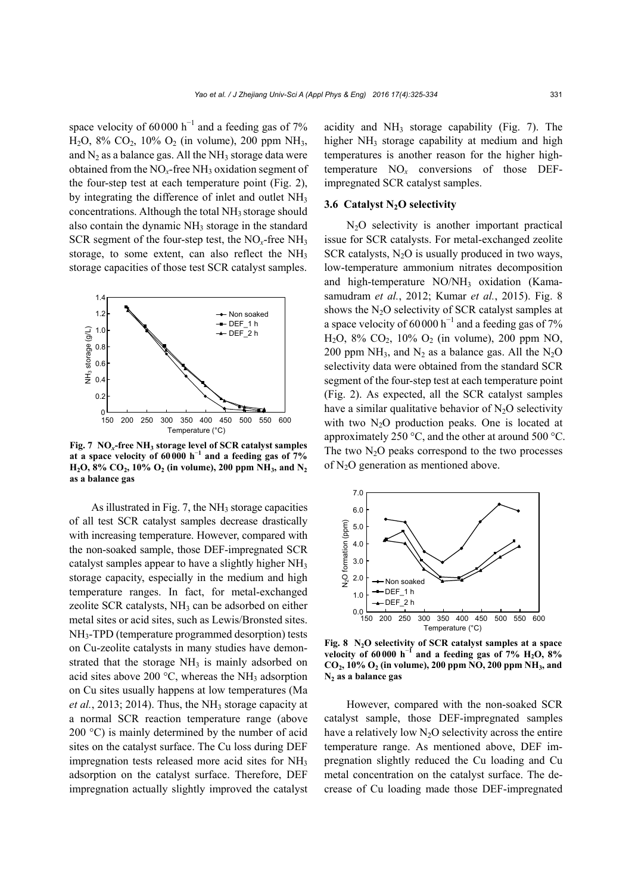space velocity of 60 000 $h^{-1}$ and a feeding gas of 7% $H_2O$, 8% $CO_2$, 10% $O_2$ (in volume), 200 ppm $NH_3$, and $N_2$ as a balance gas. All the $NH_3$ storage data were obtained from the $NO_x$-free $NH_3$ oxidation segment of the four-step test at each temperature point (Fig. 2), by integrating the difference of inlet and outlet $NH_3$ concentrations. Although the total $NH_3$ storage should also contain the dynamic $NH_3$ storage in the standard SCR segment of the four-step test, the $NO_x$-free $NH_3$ storage, to some extent, can also reflect the $NH_3$ storage capacities of those test SCR catalyst samples.

**Fig. 7 $NO_x$-free $NH_3$ storage level of SCR catalyst samples at a space velocity of 60 000 $h^{-1}$ and a feeding gas of 7% $H_2O$, 8% $CO_2$, 10% $O_2$ (in volume), 200 ppm $NH_3$, and $N_2$ as a balance gas**

As illustrated in Fig. 7, the $NH_3$ storage capacities of all test SCR catalyst samples decrease drastically with increasing temperature. However, compared with the non-soaked sample, those DEF-impregnated SCR catalyst samples appear to have a slightly higher $NH_3$ storage capacity, especially in the medium and high temperature ranges. In fact, for metal-exchanged zeolite SCR catalysts, $NH_3$ can be adsorbed on either metal sites or acid sites, such as Lewis/Bronsted sites. $NH_3$-TPD (temperature programmed desorption) tests on Cu-zeolite catalysts in many studies have demonstrated that the storage $NH_3$ is mainly adsorbed on acid sites above 200 °C, whereas the $NH_3$ adsorption on Cu sites usually happens at low temperatures (Ma *et al.*, 2013; 2014). Thus, the $NH_3$ storage capacity at a normal SCR reaction temperature range (above 200 °C) is mainly determined by the number of acid sites on the catalyst surface. The Cu loss during DEF impregnation tests released more acid sites for $NH_3$ adsorption on the catalyst surface. Therefore, DEF impregnation actually slightly improved the catalyst acidity and $NH_3$ storage capability (Fig. 7). The higher $NH_3$ storage capability at medium and high temperatures is another reason for the higher high-temperature $NO_x$ conversions of those DEF-impregnated SCR catalyst samples.

### 3.6 Catalyst $N_2O$ selectivity

$N_2O$ selectivity is another important practical issue for SCR catalysts. For metal-exchanged zeolite SCR catalysts, $N_2O$ is usually produced in two ways, low-temperature ammonium nitrates decomposition and high-temperature $NO/NH_3$ oxidation (Kamasamudram *et al.*, 2012; Kumar *et al.*, 2015). Fig. 8 shows the $N_2O$ selectivity of SCR catalyst samples at a space velocity of 60 000 $h^{-1}$ and a feeding gas of 7% $H_2O$, 8% $CO_2$, 10% $O_2$ (in volume), 200 ppm NO, 200 ppm $NH_3$, and $N_2$ as a balance gas. All the $N_2O$ selectivity data were obtained from the standard SCR segment of the four-step test at each temperature point (Fig. 2). As expected, all the SCR catalyst samples have a similar qualitative behavior of $N_2O$ selectivity with two $N_2O$ production peaks. One is located at approximately 250 °C, and the other at around 500 °C. The two $N_2O$ peaks correspond to the two processes of $N_2O$ generation as mentioned above.

**Fig. 8 $N_2O$ selectivity of SCR catalyst samples at a space velocity of 60 000 $h^{-1}$ and a feeding gas of 7% $H_2O$, 8% $CO_2$, 10% $O_2$ (in volume), 200 ppm NO, 200 ppm $NH_3$, and $N_2$ as a balance gas**

However, compared with the non-soaked SCR catalyst sample, those DEF-impregnated samples have a relatively low $N_2O$ selectivity across the entire temperature range. As mentioned above, DEF impregnation slightly reduced the Cu loading and Cu metal concentration on the catalyst surface. The decrease of Cu loading made those DEF-impregnated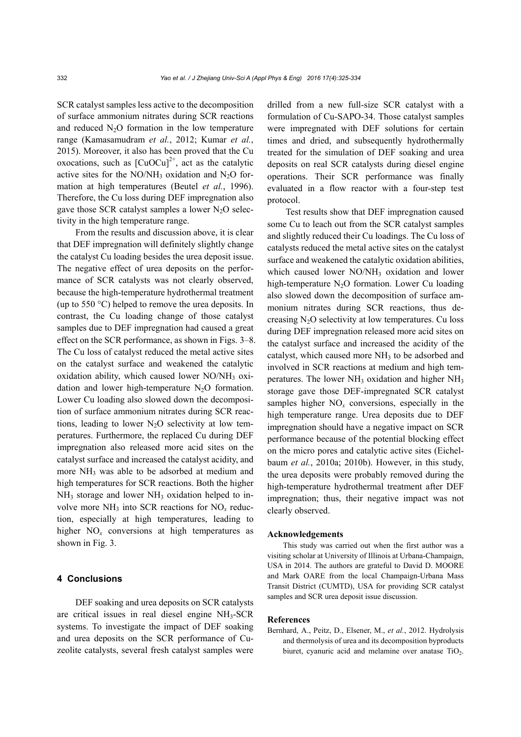SCR catalyst samples less active to the decomposition of surface ammonium nitrates during SCR reactions and reduced $N_2O$ formation in the low temperature range (Kamasamudram *et al.*, 2012; Kumar *et al.*, 2015). Moreover, it also has been proved that the Cu oxocations, such as $[CuOCu]^{2+}$, act as the catalytic active sites for the $NO/NH_3$ oxidation and $N_2O$ formation at high temperatures (Beutel *et al.*, 1996). Therefore, the Cu loss during DEF impregnation also gave those SCR catalyst samples a lower $N_2O$ selectivity in the high temperature range.

From the results and discussion above, it is clear that DEF impregnation will definitely slightly change the catalyst Cu loading besides the urea deposit issue. The negative effect of urea deposits on the performance of SCR catalysts was not clearly observed, because the high-temperature hydrothermal treatment (up to 550 °C) helped to remove the urea deposits. In contrast, the Cu loading change of those catalyst samples due to DEF impregnation had caused a great effect on the SCR performance, as shown in Figs. 3–8. The Cu loss of catalyst reduced the metal active sites on the catalyst surface and weakened the catalytic oxidation ability, which caused lower $NO/NH_3$ oxidation and lower high-temperature $N_2O$ formation. Lower Cu loading also slowed down the decomposition of surface ammonium nitrates during SCR reactions, leading to lower $N_2O$ selectivity at low temperatures. Furthermore, the replaced Cu during DEF impregnation also released more acid sites on the catalyst surface and increased the catalyst acidity, and more $NH_3$ was able to be adsorbed at medium and high temperatures for SCR reactions. Both the higher $NH_3$ storage and lower $NH_3$ oxidation helped to involve more $NH_3$ into SCR reactions for $NO_x$ reduction, especially at high temperatures, leading to higher $NO_x$ conversions at high temperatures as shown in Fig. 3.

## 4 Conclusions

DEF soaking and urea deposits on SCR catalysts are critical issues in real diesel engine $NH_3$-SCR systems. To investigate the impact of DEF soaking and urea deposits on the SCR performance of Cu-zeolite catalysts, several fresh catalyst samples were drilled from a new full-size SCR catalyst with a formulation of Cu-SAPO-34. Those catalyst samples were impregnated with DEF solutions for certain times and dried, and subsequently hydrothermally treated for the simulation of DEF soaking and urea deposits on real SCR catalysts during diesel engine operations. Their SCR performance was finally evaluated in a flow reactor with a four-step test protocol.

Test results show that DEF impregnation caused some Cu to leach out from the SCR catalyst samples and slightly reduced their Cu loadings. The Cu loss of catalysts reduced the metal active sites on the catalyst surface and weakened the catalytic oxidation abilities, which caused lower $NO/NH_3$ oxidation and lower high-temperature $N_2O$ formation. Lower Cu loading also slowed down the decomposition of surface ammonium nitrates during SCR reactions, thus decreasing $N_2O$ selectivity at low temperatures. Cu loss during DEF impregnation released more acid sites on the catalyst surface and increased the acidity of the catalyst, which caused more $NH_3$ to be adsorbed and involved in SCR reactions at medium and high temperatures. The lower $NH_3$ oxidation and higher $NH_3$ storage gave those DEF-impregnated SCR catalyst samples higher $NO_x$ conversions, especially in the high temperature range. Urea deposits due to DEF impregnation should have a negative impact on SCR performance because of the potential blocking effect on the micro pores and catalytic active sites (Eichelbaum *et al.*, 2010a; 2010b). However, in this study, the urea deposits were probably removed during the high-temperature hydrothermal treatment after DEF impregnation; thus, their negative impact was not clearly observed.

#### Acknowledgements

This study was carried out when the first author was a visiting scholar at University of Illinois at Urbana-Champaign, USA in 2014. The authors are grateful to David D. MOORE and Mark OARE from the local Champaign-Urbana Mass Transit District (CUMTD), USA for providing SCR catalyst samples and SCR urea deposit issue discussion.

#### References

Bernhard, A., Peitz, D., Elsener, M., *et al.*, 2012. Hydrolysis and thermolysis of urea and its decomposition byproducts biuret, cyanuric acid and melamine over anatase $TiO_2$.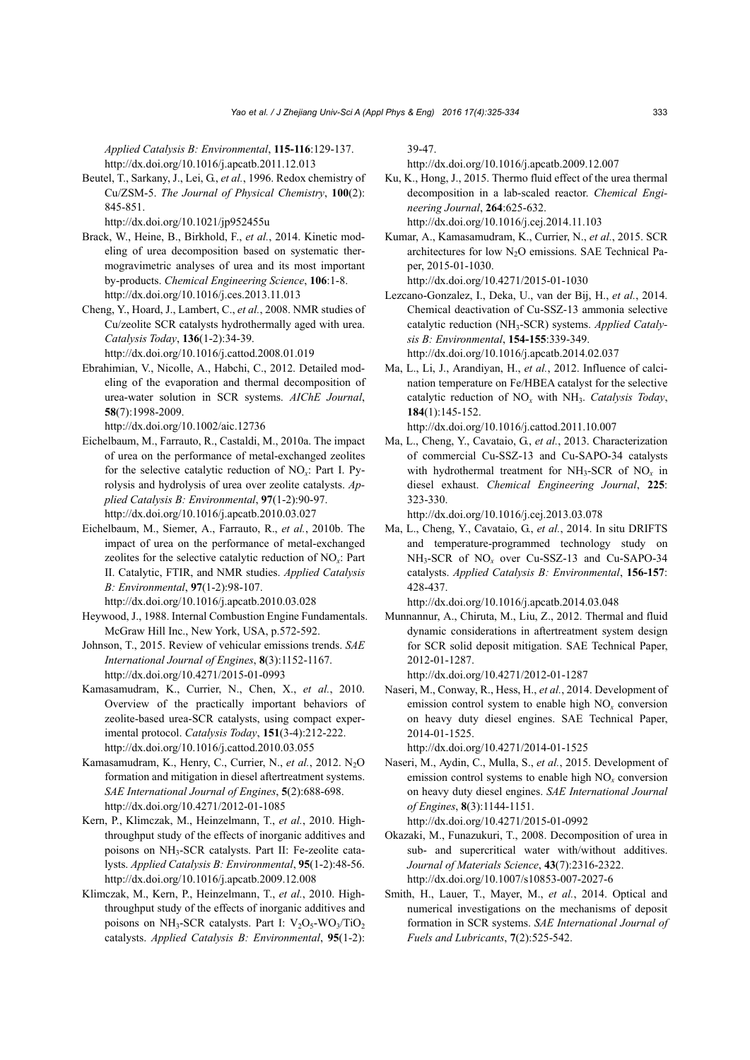*Applied Catalysis B: Environmental*, **115-116**:129-137. http://dx.doi.org/10.1016/j.apcatb.2011.12.013

Beutel, T., Sarkany, J., Lei, G., *et al.*, 1996. Redox chemistry of Cu/ZSM-5. *The Journal of Physical Chemistry*, **100**(2): 845-851. http://dx.doi.org/10.1021/jp952455u

Brack, W., Heine, B., Birkhold, F., *et al.*, 2014. Kinetic modeling of urea decomposition based on systematic thermogravimetric analyses of urea and its most important by-products. *Chemical Engineering Science*, **106**:1-8. http://dx.doi.org/10.1016/j.ces.2013.11.013

Cheng, Y., Hoard, J., Lambert, C., *et al.*, 2008. NMR studies of Cu/zeolite SCR catalysts hydrothermally aged with urea. *Catalysis Today*, **136**(1-2):34-39. http://dx.doi.org/10.1016/j.cattod.2008.01.019

Ebrahimian, V., Nicolle, A., Habchi, C., 2012. Detailed modeling of the evaporation and thermal decomposition of urea-water solution in SCR systems. *AIChE Journal*, **58**(7):1998-2009. http://dx.doi.org/10.1002/aic.12736

Eichelbaum, M., Farrauto, R., Castaldi, M., 2010a. The impact of urea on the performance of metal-exchanged zeolites for the selective catalytic reduction of $NO_x$: Part I. Pyrolysis and hydrolysis of urea over zeolite catalysts. *Applied Catalysis B: Environmental*, **97**(1-2):90-97. http://dx.doi.org/10.1016/j.apcatb.2010.03.027

Eichelbaum, M., Siemer, A., Farrauto, R., *et al.*, 2010b. The impact of urea on the performance of metal-exchanged zeolites for the selective catalytic reduction of $NO_x$: Part II. Catalytic, FTIR, and NMR studies. *Applied Catalysis B: Environmental*, **97**(1-2):98-107. http://dx.doi.org/10.1016/j.apcatb.2010.03.028

Heywood, J., 1988. Internal Combustion Engine Fundamentals. McGraw Hill Inc., New York, USA, p.572-592.

Johnson, T., 2015. Review of vehicular emissions trends. *SAE International Journal of Engines*, **8**(3):1152-1167. http://dx.doi.org/10.4271/2015-01-0993

Kamasamudram, K., Currier, N., Chen, X., *et al.*, 2010. Overview of the practically important behaviors of zeolite-based urea-SCR catalysts, using compact experimental protocol. *Catalysis Today*, **151**(3-4):212-222. http://dx.doi.org/10.1016/j.cattod.2010.03.055

Kamasamudram, K., Henry, C., Currier, N., *et al.*, 2012. $N_2O$ formation and mitigation in diesel aftertreatment systems. *SAE International Journal of Engines*, **5**(2):688-698. http://dx.doi.org/10.4271/2012-01-1085

Kern, P., Klimczak, M., Heinzelmann, T., *et al.*, 2010. High-throughput study of the effects of inorganic additives and poisons on $NH_3$-SCR catalysts. Part II: Fe-zeolite catalysts. *Applied Catalysis B: Environmental*, **95**(1-2):48-56. http://dx.doi.org/10.1016/j.apcatb.2009.12.008

Klimczak, M., Kern, P., Heinzelmann, T., *et al.*, 2010. High-throughput study of the effects of inorganic additives and poisons on $NH_3$-SCR catalysts. Part I: $V_2O_5$-$WO_3$/$TiO_2$ catalysts. *Applied Catalysis B: Environmental*, **95**(1-2): 39-47. http://dx.doi.org/10.1016/j.apcatb.2009.12.007

Ku, K., Hong, J., 2015. Thermo fluid effect of the urea thermal decomposition in a lab-scaled reactor. *Chemical Engineering Journal*, **264**:625-632. http://dx.doi.org/10.1016/j.cej.2014.11.103

Kumar, A., Kamasamudram, K., Currier, N., *et al.*, 2015. SCR architectures for low $N_2O$ emissions. SAE Technical Paper, 2015-01-1030. http://dx.doi.org/10.4271/2015-01-1030

Lezcano-Gonzalez, I., Deka, U., van der Bij, H., *et al.*, 2014. Chemical deactivation of Cu-SSZ-13 ammonia selective catalytic reduction ($NH_3$-SCR) systems. *Applied Catalysis B: Environmental*, **154-155**:339-349. http://dx.doi.org/10.1016/j.apcatb.2014.02.037

Ma, L., Li, J., Arandiyan, H., *et al.*, 2012. Influence of calcination temperature on Fe/HBEA catalyst for the selective catalytic reduction of $NO_x$ with $NH_3$. *Catalysis Today*, **184**(1):145-152. http://dx.doi.org/10.1016/j.cattod.2011.10.007

Ma, L., Cheng, Y., Cavataio, G., *et al.*, 2013. Characterization of commercial Cu-SSZ-13 and Cu-SAPO-34 catalysts with hydrothermal treatment for $NH_3$-SCR of $NO_x$ in diesel exhaust. *Chemical Engineering Journal*, **225**: 323-330. http://dx.doi.org/10.1016/j.cej.2013.03.078

Ma, L., Cheng, Y., Cavataio, G., *et al.*, 2014. In situ DRIFTS and temperature-programmed technology study on $NH_3$-SCR of $NO_x$ over Cu-SSZ-13 and Cu-SAPO-34 catalysts. *Applied Catalysis B: Environmental*, **156-157**: 428-437. http://dx.doi.org/10.1016/j.apcatb.2014.03.048

Munnannur, A., Chiruta, M., Liu, Z., 2012. Thermal and fluid dynamic considerations in aftertreatment system design for SCR solid deposit mitigation. SAE Technical Paper, 2012-01-1287. http://dx.doi.org/10.4271/2012-01-1287

Naseri, M., Conway, R., Hess, H., *et al.*, 2014. Development of emission control system to enable high $NO_x$ conversion on heavy duty diesel engines. SAE Technical Paper, 2014-01-1525. http://dx.doi.org/10.4271/2014-01-1525

Naseri, M., Aydin, C., Mulla, S., *et al.*, 2015. Development of emission control systems to enable high $NO_x$ conversion on heavy duty diesel engines. *SAE International Journal of Engines*, **8**(3):1144-1151. http://dx.doi.org/10.4271/2015-01-0992

Okazaki, M., Funazukuri, T., 2008. Decomposition of urea in sub- and supercritical water with/without additives. *Journal of Materials Science*, **43**(7):2316-2322. http://dx.doi.org/10.1007/s10853-007-2027-6

Smith, H., Lauer, T., Mayer, M., *et al.*, 2014. Optical and numerical investigations on the mechanisms of deposit formation in SCR systems. *SAE International Journal of Fuels and Lubricants*, **7**(2):525-542.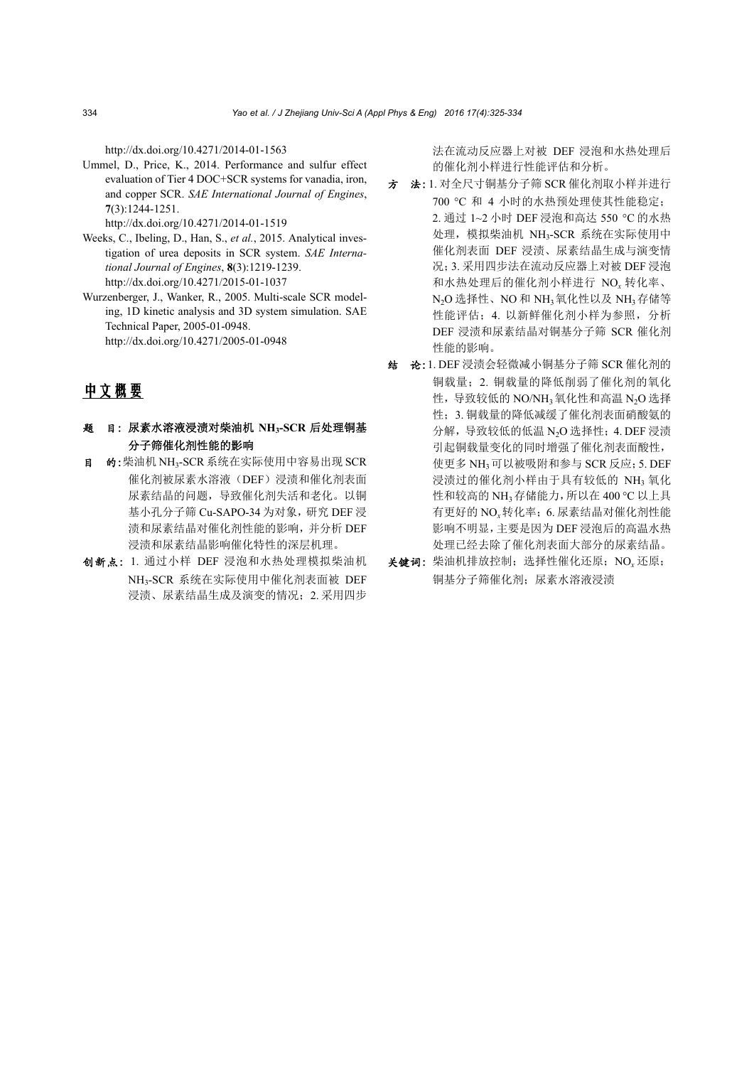http://dx.doi.org/10.4271/2014-01-1563

Ummel, D., Price, K., 2014. Performance and sulfur effect evaluation of Tier 4 DOC+SCR systems for vanadia, iron, and copper SCR. *SAE International Journal of Engines*, **7**(3):1244-1251.
http://dx.doi.org/10.4271/2014-01-1519

Weeks, C., Ibeling, D., Han, S., *et al.*, 2015. Analytical investigation of urea deposits in SCR system. *SAE International Journal of Engines*, **8**(3):1219-1239.
http://dx.doi.org/10.4271/2015-01-1037

Wurzenberger, J., Wanker, R., 2005. Multi-scale SCR modeling, 1D kinetic analysis and 3D system simulation. SAE Technical Paper, 2005-01-0948.
http://dx.doi.org/10.4271/2005-01-0948

## 中文概要

**题　目：尿素水溶液浸渍对柴油机 $NH_3$-SCR 后处理铜基分子筛催化剂性能的影响**

**目　的：** 柴油机 $NH_3$-SCR 系统在实际使用中容易出现 SCR 催化剂被尿素水溶液（DEF）浸渍和催化剂表面尿素结晶的问题，导致催化剂失活和老化。以铜基小孔分子筛 Cu-SAPO-34 为对象，研究 DEF 浸渍和尿素结晶对催化剂性能的影响，并分析 DEF 浸渍和尿素结晶影响催化特性的深层机理。

**创新点：** 1. 通过小样 DEF 浸泡和水热处理模拟柴油机 $NH_3$-SCR 系统在实际使用中催化剂表面被 DEF 浸渍、尿素结晶生成及演变的情况；2. 采用四步法在流动反应器上对被 DEF 浸泡和水热处理后的催化剂小样进行性能评估和分析。

**方　法：** 1. 对全尺寸铜基分子筛 SCR 催化剂取小样并进行 700 °C 和 4 小时的水热预处理使其性能稳定；2. 通过 1~2 小时 DEF 浸泡和高达 550 °C 的水热处理，模拟柴油机 $NH_3$-SCR 系统在实际使用中催化剂表面 DEF 浸渍、尿素结晶生成与演变情况；3. 采用四步法在流动反应器上对被 DEF 浸泡和水热处理后的催化剂小样进行 $NO_x$ 转化率、$N_2O$ 选择性、NO 和 $NH_3$ 氧化性以及 $NH_3$ 存储等性能评估；4. 以新鲜催化剂小样为参照，分析 DEF 浸渍和尿素结晶对铜基分子筛 SCR 催化剂性能的影响。

**结　论：** 1. DEF 浸渍会轻微减小铜基分子筛 SCR 催化剂的铜载量；2. 铜载量的降低削弱了催化剂的氧化性，导致较低的 NO/$NH_3$ 氧化性和高温 $N_2O$ 选择性；3. 铜载量的降低减缓了催化剂表面硝酸氨的分解，导致较低的低温 $N_2O$ 选择性；4. DEF 浸渍引起铜载量变化的同时增强了催化剂表面酸性，使更多 $NH_3$ 可以被吸附和参与 SCR 反应；5. DEF 浸渍过的催化剂小样由于具有较低的 $NH_3$ 氧化性和较高的 $NH_3$ 存储能力，所以在 400 °C 以上具有更好的 $NO_x$ 转化率；6. 尿素结晶对催化剂性能影响不明显，主要是因为 DEF 浸泡后的高温水热处理已经去除了催化剂表面大部分的尿素结晶。

**关键词：** 柴油机排放控制；选择性催化还原；$NO_x$ 还原；铜基分子筛催化剂；尿素水溶液浸渍